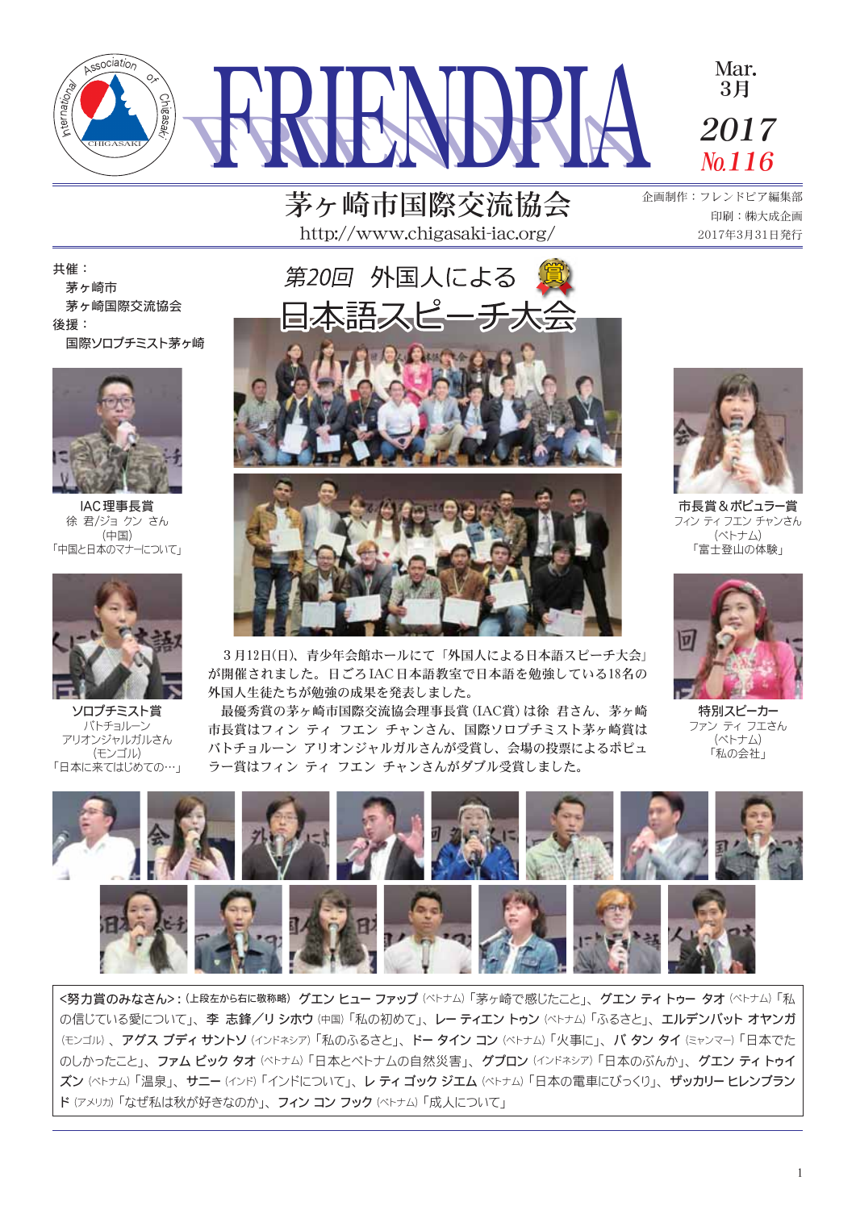# FRIENDPIA

Mar. 3月
2017
No.116

## 茅ヶ崎市国際交流協会

http://www.chigasaki-iac.org/

企画制作：フレンドピア編集部
印刷：㈱大成企画
2017年3月31日発行

共催：
茅ヶ崎市
茅ヶ崎国際交流協会
後援：
国際ソロプチミスト茅ヶ崎

# 第20回 外国人による日本語スピーチ大会

3月12日(日)、青少年会館ホールにて「外国人による日本語スピーチ大会」が開催されました。日ごろIAC日本語教室で日本語を勉強している18名の外国人生徒たちが勉強の成果を発表しました。

最優秀賞の茅ヶ崎市国際交流協会理事長賞（IAC賞）は徐 君さん、茅ヶ崎市長賞はフィン ティ フエン チャンさん、国際ソロプチミスト茅ヶ崎賞はバトチョルーン アリオンジャルガルさんが受賞し、会場の投票によるポピュラー賞はフィン ティ フエン チャンさんがダブル受賞しました。

**IAC理事長賞**
徐 君/ジョ クン さん
(中国)
「中国と日本のマナーについて」

**ソロプチミスト賞**
バトチョルーン
アリオンジャルガルさん
(モンゴル)
「日本に来てはじめての…」

**市長賞＆ポピュラー賞**
フィン ティ フエン チャンさん
(ベトナム)
「富士登山の体験」

**特別スピーカー**
ファン ティ フエさん
(ベトナム)
「私の会社」

<努力賞のみなさん>：(上段左から右に敬称略) **グエン ヒュー ファップ** (ベトナム)「茅ヶ崎で感じたこと」、**グエン ティトゥー タオ** (ベトナム)「私の信じている愛について」、**李 志鋒／リ シホウ** (中国)「私の初めて」、**レー ティエン トゥン** (ベトナム)「ふるさと」、**エルデンバット オヤンガ** (モンゴル)、**アグス ブディ サントソ** (インドネシア)「私のふるさと」、**ドー タイン コン** (ベトナム)「火事に」、**バ タン タイ** (ミャンマー)「日本でたのしかったこと」、**ファム ビック タオ** (ベトナム)「日本とベトナムの自然災害」、**グプロン** (インドネシア)「日本のぶんか」、**グエン ティ トゥイ ズン** (ベトナム)「温泉」、**サニー** (インド)「インドについて」、**レ ティ ゴック ジエム** (ベトナム)「日本の電車にびっくり」、**ザッカリー ヒレンブランド** (アメリカ)「なぜ私は秋が好きなのか」、**フィン コン フック** (ベトナム)「成人について」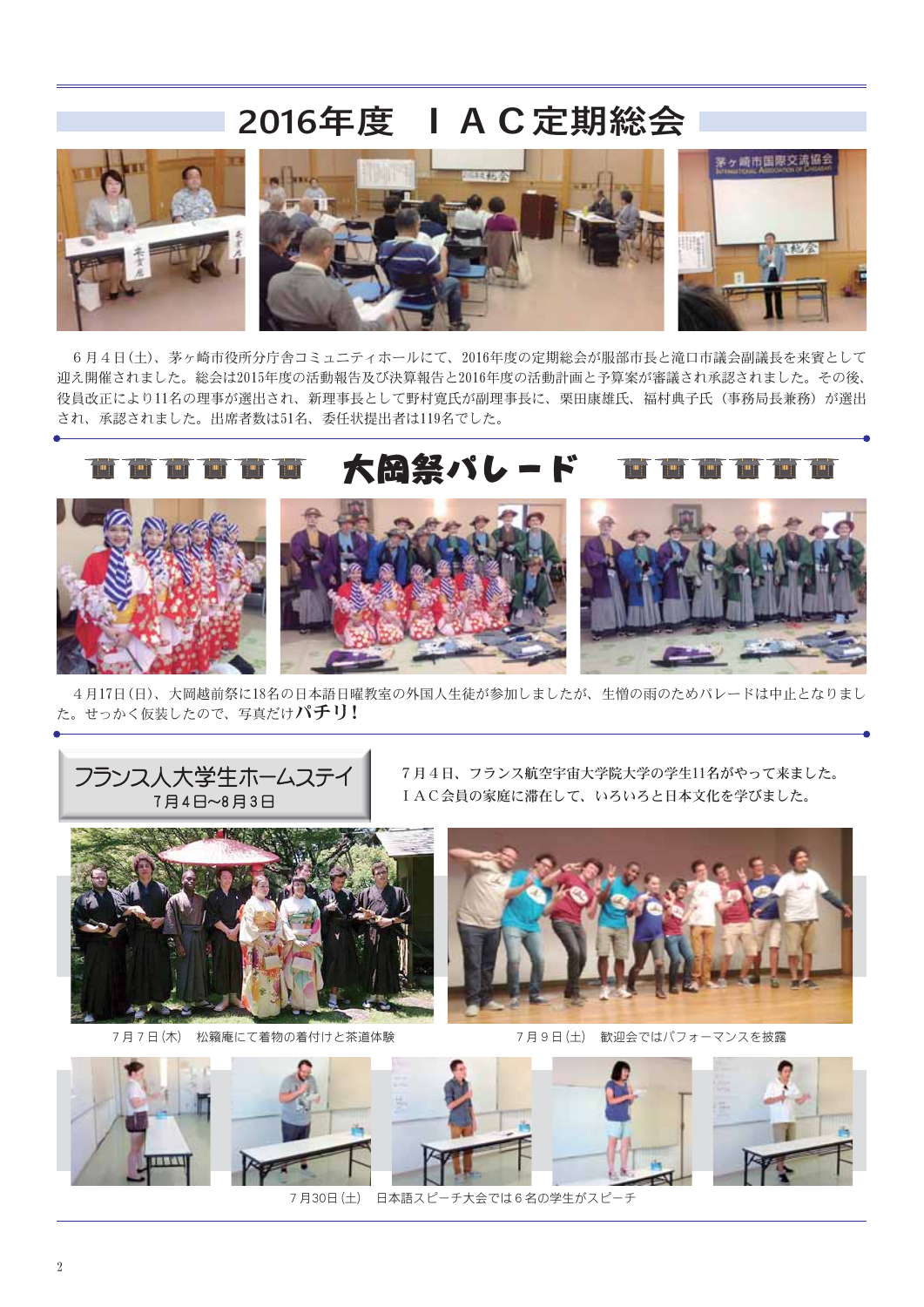## 2016年度　ＩＡＣ定期総会

６月４日(土)、茅ヶ崎市役所分庁舎コミュニティホールにて、2016年度の定期総会が服部市長と滝口市議会副議長を来賓として迎え開催されました。総会は2015年度の活動報告及び決算報告と2016年度の活動計画と予算案が審議され承認されました。その後、役員改正により11名の理事が選出され、新理事長として野村寛氏が副理事長に、栗田康雄氏、福村典子氏（事務局長兼務）が選出され、承認されました。出席者数は51名、委任状提出者は119名でした。

## 大岡祭パレード

４月17日(日)、大岡越前祭に18名の日本語日曜教室の外国人生徒が参加しましたが、生憎の雨のためパレードは中止となりました。せっかく仮装したので、写真だけ**パチリ！**

## フランス人大学生ホームステイ
7月4日〜8月3日

７月４日、フランス航空宇宙大学院大学の学生11名がやって来ました。ＩＡＣ会員の家庭に滞在して、いろいろと日本文化を学びました。

７月７日(木)　松籟庵にて着物の着付けと茶道体験

７月９日(土)　歓迎会ではパフォーマンスを披露

７月30日(土)　日本語スピーチ大会では６名の学生がスピーチ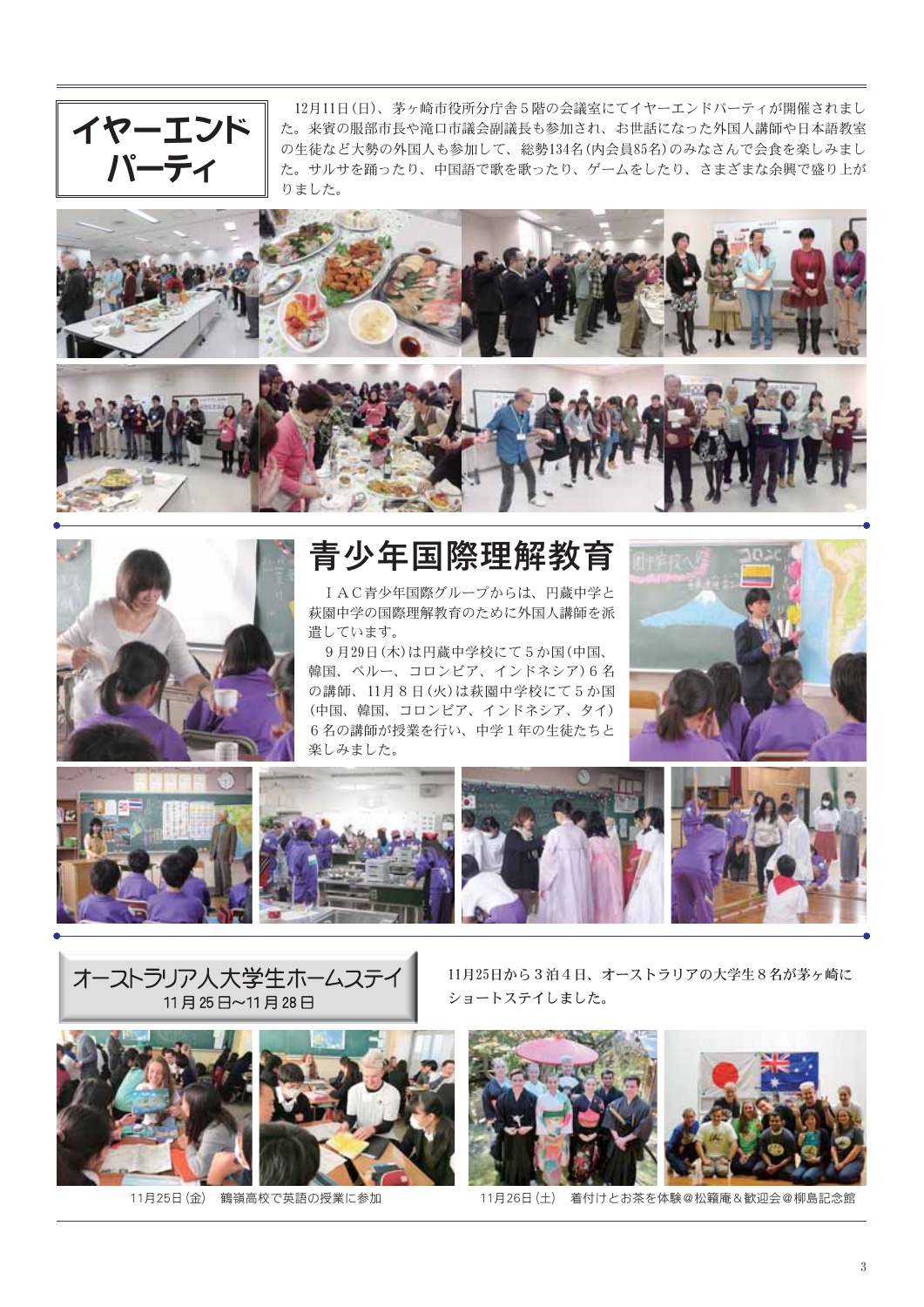## イヤーエンドパーティ

12月11日(日)、茅ヶ崎市役所分庁舎５階の会議室にてイヤーエンドパーティが開催されました。来賓の服部市長や滝口市議会副議長も参加され、お世話になった外国人講師や日本語教室の生徒など大勢の外国人も参加して、総勢134名(内会員85名)のみなさんで会食を楽しみました。サルサを踊ったり、中国語で歌を歌ったり、ゲームをしたり、さまざまな余興で盛り上がりました。

## 青少年国際理解教育

ＩＡＣ青少年国際グループからは、円蔵中学と萩園中学の国際理解教育のために外国人講師を派遣しています。

９月29日(木)は円蔵中学校にて５か国(中国、韓国、ペルー、コロンビア、インドネシア)６名の講師、11月８日(火)は萩園中学校にて５か国(中国、韓国、コロンビア、インドネシア、タイ)６名の講師が授業を行い、中学１年の生徒たちと楽しみました。

## オーストラリア人大学生ホームステイ
11月25日～11月28日

11月25日から３泊４日、オーストラリアの大学生８名が茅ヶ崎にショートステイしました。

11月25日(金)　鶴嶺高校で英語の授業に参加

11月26日(土)　着付けとお茶を体験＠松籟庵＆歓迎会＠柳島記念館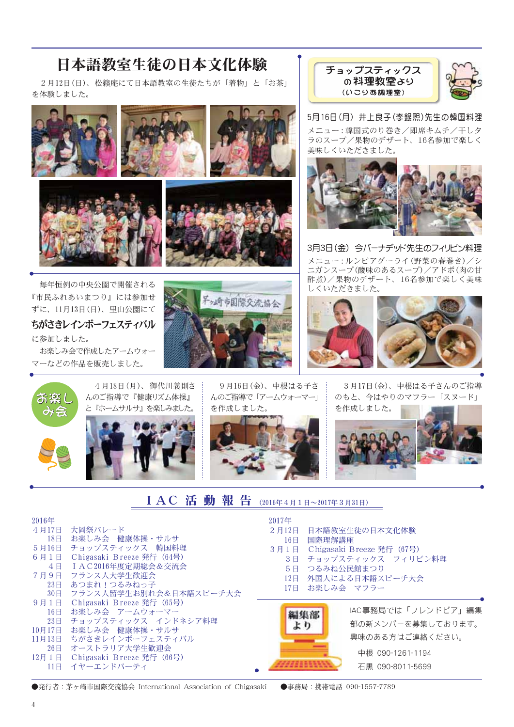# 日本語教室生徒の日本文化体験

２月12日(日)、松籟庵にて日本語教室の生徒たちが「着物」と「お茶」を体験しました。

毎年恒例の中央公園で開催される『市民ふれあいまつり』には参加せずに、11月13日(日)、里山公園にて

**ちがさきレインボーフェスティバル**

に参加しました。

お楽しみ会で作成したアームウォーマーなどの作品を販売しました。

## チョップスティックスの料理教室より（いこりあ調理室）

### 5月16日(月) 井上良子(李銀煕)先生の韓国料理

メニュー：韓国式のり巻き／即席キムチ／干しタラのスープ／果物のデザート、16名参加で楽しく美味しくいただきました。

### 3月3日(金) 今バーナデッド先生のフィリピン料理

メニュー：ルンピアグーライ(野菜の春巻き)／シニガンスープ(酸味のあるスープ)／アドボ(肉の甘酢煮)／果物のデザート、16名参加で楽しく美味しくいただきました。

## お楽しみ会

４月18日(月)、御代川義則さんのご指導で『健康リズム体操』と『ホームサルサ』を楽しみました。

９月16日(金)、中根はる子さんのご指導で「アームウォーマー」を作成しました。

３月17日(金)、中根はる子さんのご指導のもと、今はやりのマフラー「スヌード」を作成しました。

## ＩＡＣ 活動報告 (2016年４月１日～2017年３月31日)

2016年

| | |
|---|---|
| ４月17日 | 大岡祭パレード |
| 18日 | お楽しみ会　健康体操・サルサ |
| ５月16日 | チョップスティックス　韓国料理 |
| ６月１日 | Chigasaki Breeze 発行 (64号) |
| ４日 | ＩＡＣ2016年度定期総会＆交流会 |
| ７月９日 | フランス人大学生歓迎会 |
| 23日 | あつまれ！つるみねっ子 |
| 30日 | フランス人留学生お別れ会＆日本語スピーチ大会 |
| ９月１日 | Chigasaki Breeze 発行 (65号) |
| 16日 | お楽しみ会　アームウォーマー |
| 23日 | チョップスティックス　インドネシア料理 |
| 10月17日 | お楽しみ会　健康体操・サルサ |
| 11月13日 | ちがさきレインボーフェスティバル |
| 26日 | オーストラリア大学生歓迎会 |
| 12月１日 | Chigasaki Breeze 発行 (66号) |
| 11日 | イヤーエンドパーティ |

2017年

| | |
|---|---|
| ２月12日 | 日本語教室生徒の日本文化体験 |
| 16日 | 国際理解講座 |
| ３月１日 | Chigasaki Breeze 発行 (67号) |
| ３日 | チョップスティックス　フィリピン料理 |
| ５日 | つるみね公民館まつり |
| 12日 | 外国人による日本語スピーチ大会 |
| 17日 | お楽しみ会　マフラー |

## 編集部より

IAC事務局では「フレンドピア」編集部の新メンバーを募集しております。興味のある方はご連絡ください。

中根 090-1261-1194
石黒 090-8011-5699

●発行者：茅ヶ崎市国際交流協会 International Association of Chigasaki　●事務局：携帯電話 090-1557-7789